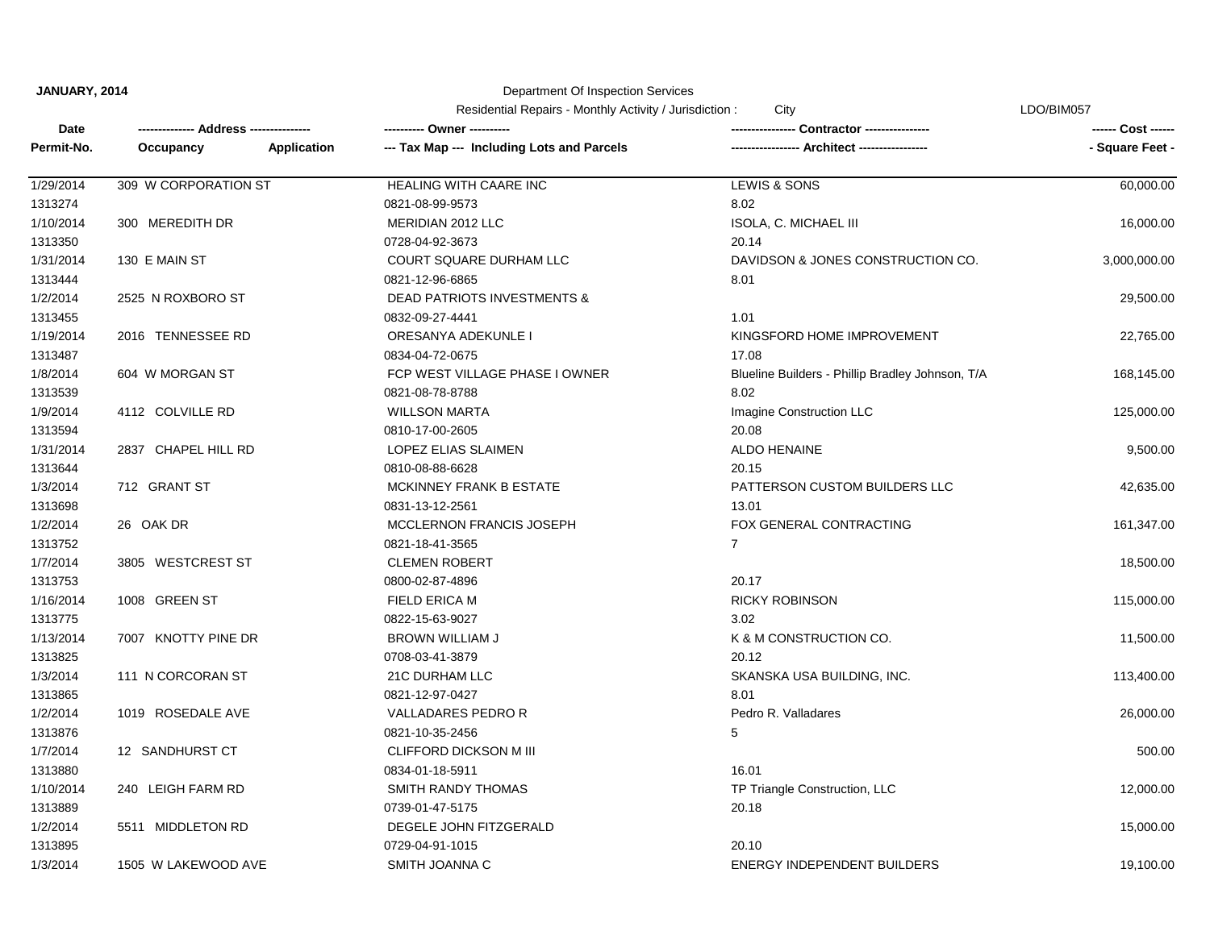**JANUARY, 2014**

Department Of Inspection Services

Residential Repairs - Monthly Activity / Jurisdiction : City

LDO/BIM057

| Date<br>Permit-No. | ------------- Address --------------<br>Occupancy Application | ---------- Owner ----------<br>--- Tax Map --- Including Lots and Parcels | --------------- Contractor ---------------<br>---------------- Architect ---------------- | ------ Cost ------<br>- Square Feet - |
|---|---|---|---|---|
| 1/29/2014<br>1313274 | 309 W CORPORATION ST | HEALING WITH CAARE INC<br>0821-08-99-9573 | LEWIS & SONS<br>8.02 | 60,000.00 |
| 1/10/2014<br>1313350 | 300 MEREDITH DR | MERIDIAN 2012 LLC<br>0728-04-92-3673 | ISOLA, C. MICHAEL III<br>20.14 | 16,000.00 |
| 1/31/2014<br>1313444 | 130 E MAIN ST | COURT SQUARE DURHAM LLC<br>0821-12-96-6865 | DAVIDSON & JONES CONSTRUCTION CO.<br>8.01 | 3,000,000.00 |
| 1/2/2014<br>1313455 | 2525 N ROXBORO ST | DEAD PATRIOTS INVESTMENTS &<br>0832-09-27-4441 | <br>1.01 | 29,500.00 |
| 1/19/2014<br>1313487 | 2016 TENNESSEE RD | ORESANYA ADEKUNLE I<br>0834-04-72-0675 | KINGSFORD HOME IMPROVEMENT<br>17.08 | 22,765.00 |
| 1/8/2014<br>1313539 | 604 W MORGAN ST | FCP WEST VILLAGE PHASE I OWNER<br>0821-08-78-8788 | Blueline Builders - Phillip Bradley Johnson, T/A<br>8.02 | 168,145.00 |
| 1/9/2014<br>1313594 | 4112 COLVILLE RD | WILLSON MARTA<br>0810-17-00-2605 | Imagine Construction LLC<br>20.08 | 125,000.00 |
| 1/31/2014<br>1313644 | 2837 CHAPEL HILL RD | LOPEZ ELIAS SLAIMEN<br>0810-08-88-6628 | ALDO HENAINE<br>20.15 | 9,500.00 |
| 1/3/2014<br>1313698 | 712 GRANT ST | MCKINNEY FRANK B ESTATE<br>0831-13-12-2561 | PATTERSON CUSTOM BUILDERS LLC<br>13.01 | 42,635.00 |
| 1/2/2014<br>1313752 | 26 OAK DR | MCCLERNON FRANCIS JOSEPH<br>0821-18-41-3565 | FOX GENERAL CONTRACTING<br>7 | 161,347.00 |
| 1/7/2014<br>1313753 | 3805 WESTCREST ST | CLEMEN ROBERT<br>0800-02-87-4896 | <br>20.17 | 18,500.00 |
| 1/16/2014<br>1313775 | 1008 GREEN ST | FIELD ERICA M<br>0822-15-63-9027 | RICKY ROBINSON<br>3.02 | 115,000.00 |
| 1/13/2014<br>1313825 | 7007 KNOTTY PINE DR | BROWN WILLIAM J<br>0708-03-41-3879 | K & M CONSTRUCTION CO.<br>20.12 | 11,500.00 |
| 1/3/2014<br>1313865 | 111 N CORCORAN ST | 21C DURHAM LLC<br>0821-12-97-0427 | SKANSKA USA BUILDING, INC.<br>8.01 | 113,400.00 |
| 1/2/2014<br>1313876 | 1019 ROSEDALE AVE | VALLADARES PEDRO R<br>0821-10-35-2456 | Pedro R. Valladares<br>5 | 26,000.00 |
| 1/7/2014<br>1313880 | 12 SANDHURST CT | CLIFFORD DICKSON M III<br>0834-01-18-5911 | <br>16.01 | 500.00 |
| 1/10/2014<br>1313889 | 240 LEIGH FARM RD | SMITH RANDY THOMAS<br>0739-01-47-5175 | TP Triangle Construction, LLC<br>20.18 | 12,000.00 |
| 1/2/2014<br>1313895 | 5511 MIDDLETON RD | DEGELE JOHN FITZGERALD<br>0729-04-91-1015 | <br>20.10 | 15,000.00 |
| 1/3/2014 | 1505 W LAKEWOOD AVE | SMITH JOANNA C | ENERGY INDEPENDENT BUILDERS | 19,100.00 |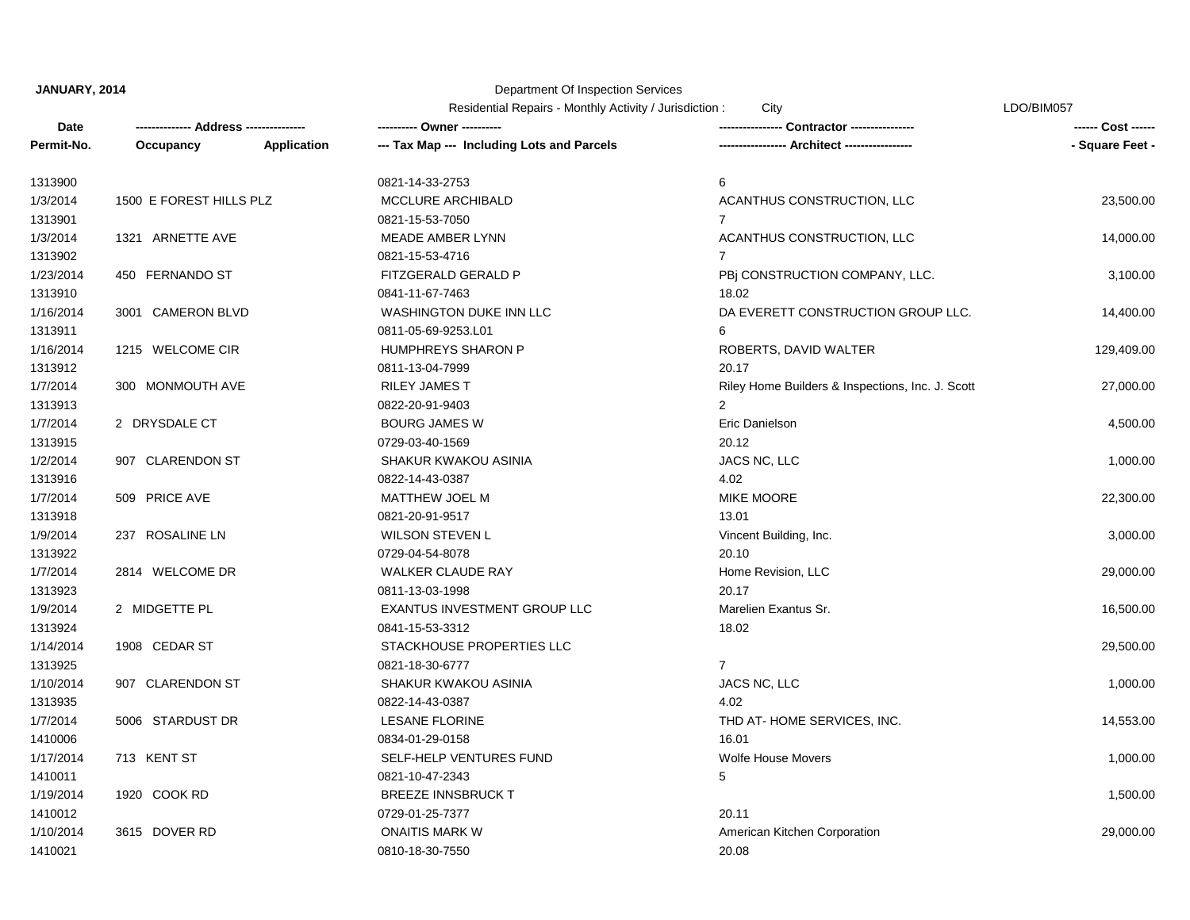**JANUARY, 2014**

Department Of Inspection Services

Residential Repairs - Monthly Activity / Jurisdiction : City

LDO/BIM057

| Date / Permit-No. | ------------- Address -------------- Occupancy | Application | ---------- Owner ---------- --- Tax Map --- Including Lots and Parcels | --------------- Contractor --------------- ---------------- Architect ---------------- | ------ Cost ------ - Square Feet - |
|---|---|---|---|---|---|
| 1313900 | | | 0821-14-33-2753 | 6 | |
| 1/3/2014 | 1500 E FOREST HILLS PLZ | | MCCLURE ARCHIBALD | ACANTHUS CONSTRUCTION, LLC | 23,500.00 |
| 1313901 | | | 0821-15-53-7050 | 7 | |
| 1/3/2014 | 1321 ARNETTE AVE | | MEADE AMBER LYNN | ACANTHUS CONSTRUCTION, LLC | 14,000.00 |
| 1313902 | | | 0821-15-53-4716 | 7 | |
| 1/23/2014 | 450 FERNANDO ST | | FITZGERALD GERALD P | PBj CONSTRUCTION COMPANY, LLC. | 3,100.00 |
| 1313910 | | | 0841-11-67-7463 | 18.02 | |
| 1/16/2014 | 3001 CAMERON BLVD | | WASHINGTON DUKE INN LLC | DA EVERETT CONSTRUCTION GROUP LLC. | 14,400.00 |
| 1313911 | | | 0811-05-69-9253.L01 | 6 | |
| 1/16/2014 | 1215 WELCOME CIR | | HUMPHREYS SHARON P | ROBERTS, DAVID WALTER | 129,409.00 |
| 1313912 | | | 0811-13-04-7999 | 20.17 | |
| 1/7/2014 | 300 MONMOUTH AVE | | RILEY JAMES T | Riley Home Builders & Inspections, Inc. J. Scott | 27,000.00 |
| 1313913 | | | 0822-20-91-9403 | 2 | |
| 1/7/2014 | 2 DRYSDALE CT | | BOURG JAMES W | Eric Danielson | 4,500.00 |
| 1313915 | | | 0729-03-40-1569 | 20.12 | |
| 1/2/2014 | 907 CLARENDON ST | | SHAKUR KWAKOU ASINIA | JACS NC, LLC | 1,000.00 |
| 1313916 | | | 0822-14-43-0387 | 4.02 | |
| 1/7/2014 | 509 PRICE AVE | | MATTHEW JOEL M | MIKE MOORE | 22,300.00 |
| 1313918 | | | 0821-20-91-9517 | 13.01 | |
| 1/9/2014 | 237 ROSALINE LN | | WILSON STEVEN L | Vincent Building, Inc. | 3,000.00 |
| 1313922 | | | 0729-04-54-8078 | 20.10 | |
| 1/7/2014 | 2814 WELCOME DR | | WALKER CLAUDE RAY | Home Revision, LLC | 29,000.00 |
| 1313923 | | | 0811-13-03-1998 | 20.17 | |
| 1/9/2014 | 2 MIDGETTE PL | | EXANTUS INVESTMENT GROUP LLC | Marelien Exantus Sr. | 16,500.00 |
| 1313924 | | | 0841-15-53-3312 | 18.02 | |
| 1/14/2014 | 1908 CEDAR ST | | STACKHOUSE PROPERTIES LLC | | 29,500.00 |
| 1313925 | | | 0821-18-30-6777 | 7 | |
| 1/10/2014 | 907 CLARENDON ST | | SHAKUR KWAKOU ASINIA | JACS NC, LLC | 1,000.00 |
| 1313935 | | | 0822-14-43-0387 | 4.02 | |
| 1/7/2014 | 5006 STARDUST DR | | LESANE FLORINE | THD AT- HOME SERVICES, INC. | 14,553.00 |
| 1410006 | | | 0834-01-29-0158 | 16.01 | |
| 1/17/2014 | 713 KENT ST | | SELF-HELP VENTURES FUND | Wolfe House Movers | 1,000.00 |
| 1410011 | | | 0821-10-47-2343 | 5 | |
| 1/19/2014 | 1920 COOK RD | | BREEZE INNSBRUCK T | | 1,500.00 |
| 1410012 | | | 0729-01-25-7377 | 20.11 | |
| 1/10/2014 | 3615 DOVER RD | | ONAITIS MARK W | American Kitchen Corporation | 29,000.00 |
| 1410021 | | | 0810-18-30-7550 | 20.08 | |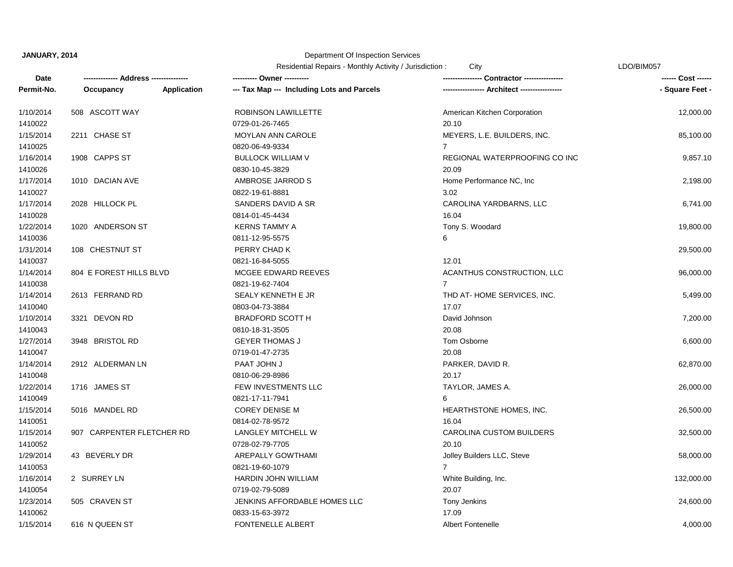**JANUARY, 2014**

Department Of Inspection Services

Residential Repairs - Monthly Activity / Jurisdiction : City

LDO/BIM057

| Date<br>Permit-No. | ------------- Address --------------<br>Occupancy Application | ---------- Owner ----------<br>--- Tax Map --- Including Lots and Parcels | --------------- Contractor ---------------<br>---------------- Architect ---------------- | ------ Cost ------<br>- Square Feet - |
|---|---|---|---|---|
| 1/10/2014<br>1410022 | 508 ASCOTT WAY | ROBINSON LAWILLETTE<br>0729-01-26-7465 | American Kitchen Corporation<br>20.10 | 12,000.00 |
| 1/15/2014<br>1410025 | 2211 CHASE ST | MOYLAN ANN CAROLE<br>0820-06-49-9334 | MEYERS, L.E. BUILDERS, INC.<br>7 | 85,100.00 |
| 1/16/2014<br>1410026 | 1908 CAPPS ST | BULLOCK WILLIAM V<br>0830-10-45-3829 | REGIONAL WATERPROOFING CO INC<br>20.09 | 9,857.10 |
| 1/17/2014<br>1410027 | 1010 DACIAN AVE | AMBROSE JARROD S<br>0822-19-61-8881 | Home Performance NC, Inc<br>3.02 | 2,198.00 |
| 1/17/2014<br>1410028 | 2028 HILLOCK PL | SANDERS DAVID A SR<br>0814-01-45-4434 | CAROLINA YARDBARNS, LLC<br>16.04 | 6,741.00 |
| 1/22/2014<br>1410036 | 1020 ANDERSON ST | KERNS TAMMY A<br>0811-12-95-5575 | Tony S. Woodard<br>6 | 19,800.00 |
| 1/31/2014<br>1410037 | 108 CHESTNUT ST | PERRY CHAD K<br>0821-16-84-5055 | 12.01 | 29,500.00 |
| 1/14/2014<br>1410038 | 804 E FOREST HILLS BLVD | MCGEE EDWARD REEVES<br>0821-19-62-7404 | ACANTHUS CONSTRUCTION, LLC<br>7 | 96,000.00 |
| 1/14/2014<br>1410040 | 2613 FERRAND RD | SEALY KENNETH E JR<br>0803-04-73-3884 | THD AT- HOME SERVICES, INC.<br>17.07 | 5,499.00 |
| 1/10/2014<br>1410043 | 3321 DEVON RD | BRADFORD SCOTT H<br>0810-18-31-3505 | David Johnson<br>20.08 | 7,200.00 |
| 1/27/2014<br>1410047 | 3948 BRISTOL RD | GEYER THOMAS J<br>0719-01-47-2735 | Tom Osborne<br>20.08 | 6,600.00 |
| 1/14/2014<br>1410048 | 2912 ALDERMAN LN | PAAT JOHN J<br>0810-06-29-8986 | PARKER, DAVID R.<br>20.17 | 62,870.00 |
| 1/22/2014<br>1410049 | 1716 JAMES ST | FEW INVESTMENTS LLC<br>0821-17-11-7941 | TAYLOR, JAMES A.<br>6 | 26,000.00 |
| 1/15/2014<br>1410051 | 5016 MANDEL RD | COREY DENISE M<br>0814-02-78-9572 | HEARTHSTONE HOMES, INC.<br>16.04 | 26,500.00 |
| 1/15/2014<br>1410052 | 907 CARPENTER FLETCHER RD | LANGLEY MITCHELL W<br>0728-02-79-7705 | CAROLINA CUSTOM BUILDERS<br>20.10 | 32,500.00 |
| 1/29/2014<br>1410053 | 43 BEVERLY DR | AREPALLY GOWTHAMI<br>0821-19-60-1079 | Jolley Builders LLC, Steve<br>7 | 58,000.00 |
| 1/16/2014<br>1410054 | 2 SURREY LN | HARDIN JOHN WILLIAM<br>0719-02-79-5089 | White Building, Inc.<br>20.07 | 132,000.00 |
| 1/23/2014<br>1410062 | 505 CRAVEN ST | JENKINS AFFORDABLE HOMES LLC<br>0833-15-63-3972 | Tony Jenkins<br>17.09 | 24,600.00 |
| 1/15/2014 | 616 N QUEEN ST | FONTENELLE ALBERT | Albert Fontenelle | 4,000.00 |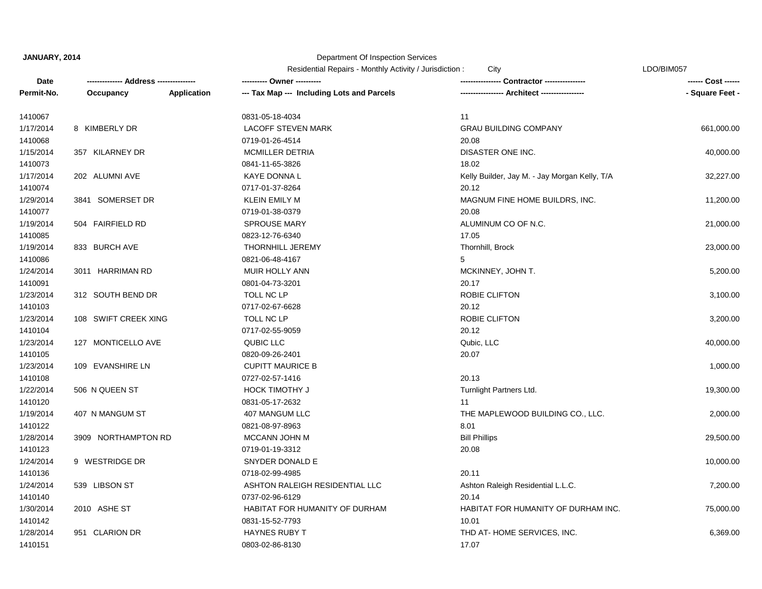**JANUARY, 2014**

Department Of Inspection Services

Residential Repairs - Monthly Activity / Jurisdiction : City

LDO/BIM057

| Date<br>Permit-No. | ------------- Address --------------<br>Occupancy | Application | ---------- Owner ----------<br>--- Tax Map --- Including Lots and Parcels | --------------- Contractor ---------------<br>---------------- Architect ---------------- | ------ Cost ------<br>- Square Feet - |
|---|---|---|---|---|---|
| 1410067 | | | 0831-05-18-4034 | 11 | |
| 1/17/2014 | 8 KIMBERLY DR | | LACOFF STEVEN MARK | GRAU BUILDING COMPANY | 661,000.00 |
| 1410068 | | | 0719-01-26-4514 | 20.08 | |
| 1/15/2014 | 357 KILARNEY DR | | MCMILLER DETRIA | DISASTER ONE INC. | 40,000.00 |
| 1410073 | | | 0841-11-65-3826 | 18.02 | |
| 1/17/2014 | 202 ALUMNI AVE | | KAYE DONNA L | Kelly Builder, Jay M. - Jay Morgan Kelly, T/A | 32,227.00 |
| 1410074 | | | 0717-01-37-8264 | 20.12 | |
| 1/29/2014 | 3841 SOMERSET DR | | KLEIN EMILY M | MAGNUM FINE HOME BUILDRS, INC. | 11,200.00 |
| 1410077 | | | 0719-01-38-0379 | 20.08 | |
| 1/19/2014 | 504 FAIRFIELD RD | | SPROUSE MARY | ALUMINUM CO OF N.C. | 21,000.00 |
| 1410085 | | | 0823-12-76-6340 | 17.05 | |
| 1/19/2014 | 833 BURCH AVE | | THORNHILL JEREMY | Thornhill, Brock | 23,000.00 |
| 1410086 | | | 0821-06-48-4167 | 5 | |
| 1/24/2014 | 3011 HARRIMAN RD | | MUIR HOLLY ANN | MCKINNEY, JOHN T. | 5,200.00 |
| 1410091 | | | 0801-04-73-3201 | 20.17 | |
| 1/23/2014 | 312 SOUTH BEND DR | | TOLL NC LP | ROBIE CLIFTON | 3,100.00 |
| 1410103 | | | 0717-02-67-6628 | 20.12 | |
| 1/23/2014 | 108 SWIFT CREEK XING | | TOLL NC LP | ROBIE CLIFTON | 3,200.00 |
| 1410104 | | | 0717-02-55-9059 | 20.12 | |
| 1/23/2014 | 127 MONTICELLO AVE | | QUBIC LLC | Qubic, LLC | 40,000.00 |
| 1410105 | | | 0820-09-26-2401 | 20.07 | |
| 1/23/2014 | 109 EVANSHIRE LN | | CUPITT MAURICE B | | 1,000.00 |
| 1410108 | | | 0727-02-57-1416 | 20.13 | |
| 1/22/2014 | 506 N QUEEN ST | | HOCK TIMOTHY J | Turnlight Partners Ltd. | 19,300.00 |
| 1410120 | | | 0831-05-17-2632 | 11 | |
| 1/19/2014 | 407 N MANGUM ST | | 407 MANGUM LLC | THE MAPLEWOOD BUILDING CO., LLC. | 2,000.00 |
| 1410122 | | | 0821-08-97-8963 | 8.01 | |
| 1/28/2014 | 3909 NORTHAMPTON RD | | MCCANN JOHN M | Bill Phillips | 29,500.00 |
| 1410123 | | | 0719-01-19-3312 | 20.08 | |
| 1/24/2014 | 9 WESTRIDGE DR | | SNYDER DONALD E | | 10,000.00 |
| 1410136 | | | 0718-02-99-4985 | 20.11 | |
| 1/24/2014 | 539 LIBSON ST | | ASHTON RALEIGH RESIDENTIAL LLC | Ashton Raleigh Residential L.L.C. | 7,200.00 |
| 1410140 | | | 0737-02-96-6129 | 20.14 | |
| 1/30/2014 | 2010 ASHE ST | | HABITAT FOR HUMANITY OF DURHAM | HABITAT FOR HUMANITY OF DURHAM INC. | 75,000.00 |
| 1410142 | | | 0831-15-52-7793 | 10.01 | |
| 1/28/2014 | 951 CLARION DR | | HAYNES RUBY T | THD AT- HOME SERVICES, INC. | 6,369.00 |
| 1410151 | | | 0803-02-86-8130 | 17.07 | |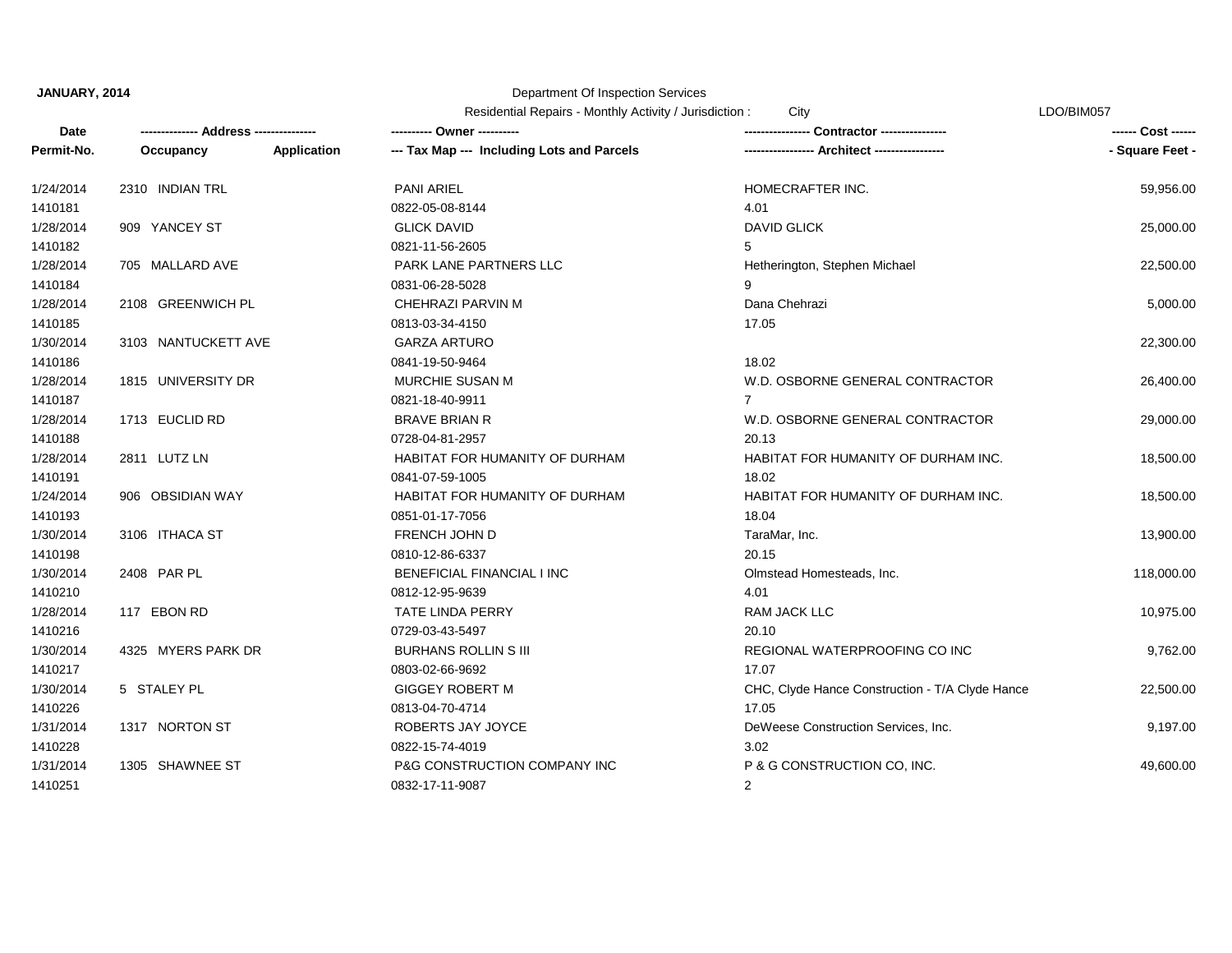JANUARY, 2014 | Department Of Inspection Services

Residential Repairs - Monthly Activity / Jurisdiction : City | LDO/BIM057

| Date<br>Permit-No. | ------------- Address --------------<br>Occupancy / Application | ---------- Owner ----------<br>--- Tax Map --- Including Lots and Parcels | --------------- Contractor ---------------<br>---------------- Architect ---------------- | ------ Cost ------<br>- Square Feet - |
|---|---|---|---|---|
| 1/24/2014<br>1410181 | 2310 INDIAN TRL | PANI ARIEL<br>0822-05-08-8144 | HOMECRAFTER INC.<br>4.01 | 59,956.00 |
| 1/28/2014<br>1410182 | 909 YANCEY ST | GLICK DAVID<br>0821-11-56-2605 | DAVID GLICK<br>5 | 25,000.00 |
| 1/28/2014<br>1410184 | 705 MALLARD AVE | PARK LANE PARTNERS LLC<br>0831-06-28-5028 | Hetherington, Stephen Michael<br>9 | 22,500.00 |
| 1/28/2014<br>1410185 | 2108 GREENWICH PL | CHEHRAZI PARVIN M<br>0813-03-34-4150 | Dana Chehrazi<br>17.05 | 5,000.00 |
| 1/30/2014<br>1410186 | 3103 NANTUCKETT AVE | GARZA ARTURO<br>0841-19-50-9464 | 18.02 | 22,300.00 |
| 1/28/2014<br>1410187 | 1815 UNIVERSITY DR | MURCHIE SUSAN M<br>0821-18-40-9911 | W.D. OSBORNE GENERAL CONTRACTOR<br>7 | 26,400.00 |
| 1/28/2014<br>1410188 | 1713 EUCLID RD | BRAVE BRIAN R<br>0728-04-81-2957 | W.D. OSBORNE GENERAL CONTRACTOR<br>20.13 | 29,000.00 |
| 1/28/2014<br>1410191 | 2811 LUTZ LN | HABITAT FOR HUMANITY OF DURHAM<br>0841-07-59-1005 | HABITAT FOR HUMANITY OF DURHAM INC.<br>18.02 | 18,500.00 |
| 1/24/2014<br>1410193 | 906 OBSIDIAN WAY | HABITAT FOR HUMANITY OF DURHAM<br>0851-01-17-7056 | HABITAT FOR HUMANITY OF DURHAM INC.<br>18.04 | 18,500.00 |
| 1/30/2014<br>1410198 | 3106 ITHACA ST | FRENCH JOHN D<br>0810-12-86-6337 | TaraMar, Inc.<br>20.15 | 13,900.00 |
| 1/30/2014<br>1410210 | 2408 PAR PL | BENEFICIAL FINANCIAL I INC<br>0812-12-95-9639 | Olmstead Homesteads, Inc.<br>4.01 | 118,000.00 |
| 1/28/2014<br>1410216 | 117 EBON RD | TATE LINDA PERRY<br>0729-03-43-5497 | RAM JACK LLC<br>20.10 | 10,975.00 |
| 1/30/2014<br>1410217 | 4325 MYERS PARK DR | BURHANS ROLLIN S III<br>0803-02-66-9692 | REGIONAL WATERPROOFING CO INC<br>17.07 | 9,762.00 |
| 1/30/2014<br>1410226 | 5 STALEY PL | GIGGEY ROBERT M<br>0813-04-70-4714 | CHC, Clyde Hance Construction - T/A Clyde Hance<br>17.05 | 22,500.00 |
| 1/31/2014<br>1410228 | 1317 NORTON ST | ROBERTS JAY JOYCE<br>0822-15-74-4019 | DeWeese Construction Services, Inc.<br>3.02 | 9,197.00 |
| 1/31/2014<br>1410251 | 1305 SHAWNEE ST | P&G CONSTRUCTION COMPANY INC<br>0832-17-11-9087 | P & G CONSTRUCTION CO, INC.<br>2 | 49,600.00 |